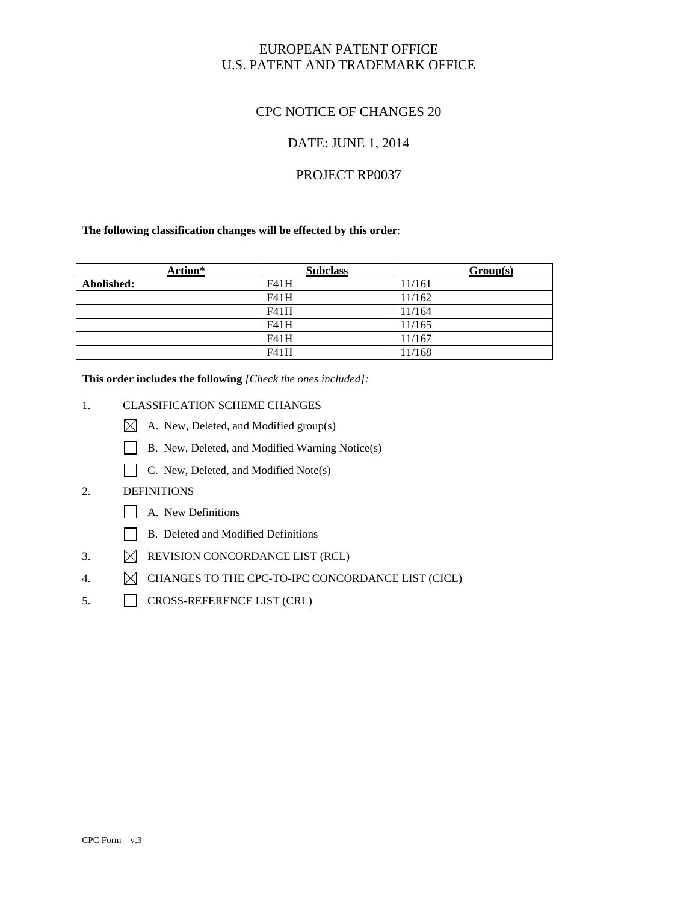EUROPEAN PATENT OFFICE
U.S. PATENT AND TRADEMARK OFFICE

# CPC NOTICE OF CHANGES 20

## DATE: JUNE 1, 2014

## PROJECT RP0037

**The following classification changes will be effected by this order**:

| Action* | Subclass | Group(s) |
|---|---|---|
| **Abolished:** | F41H | 11/161 |
| | F41H | 11/162 |
| | F41H | 11/164 |
| | F41H | 11/165 |
| | F41H | 11/167 |
| | F41H | 11/168 |

**This order includes the following** *[Check the ones included]:*

1. CLASSIFICATION SCHEME CHANGES
   - ☒ A. New, Deleted, and Modified group(s)
   - ☐ B. New, Deleted, and Modified Warning Notice(s)
   - ☐ C. New, Deleted, and Modified Note(s)
2. DEFINITIONS
   - ☐ A. New Definitions
   - ☐ B. Deleted and Modified Definitions
3. ☒ REVISION CONCORDANCE LIST (RCL)
4. ☒ CHANGES TO THE CPC-TO-IPC CONCORDANCE LIST (CICL)
5. ☐ CROSS-REFERENCE LIST (CRL)

CPC Form – v.3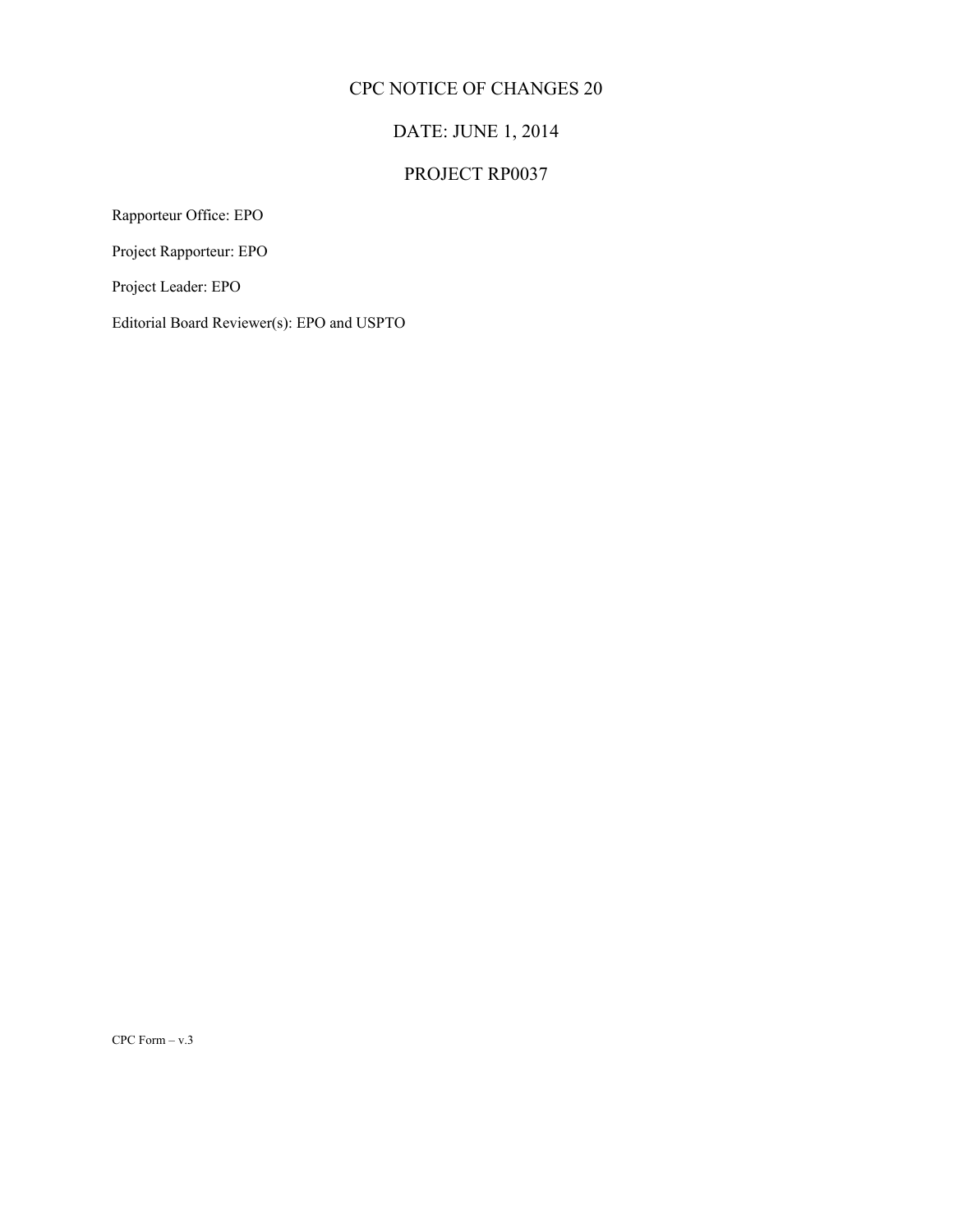# CPC NOTICE OF CHANGES 20

## DATE: JUNE 1, 2014

## PROJECT RP0037

Rapporteur Office: EPO

Project Rapporteur: EPO

Project Leader: EPO

Editorial Board Reviewer(s): EPO and USPTO

CPC Form – v.3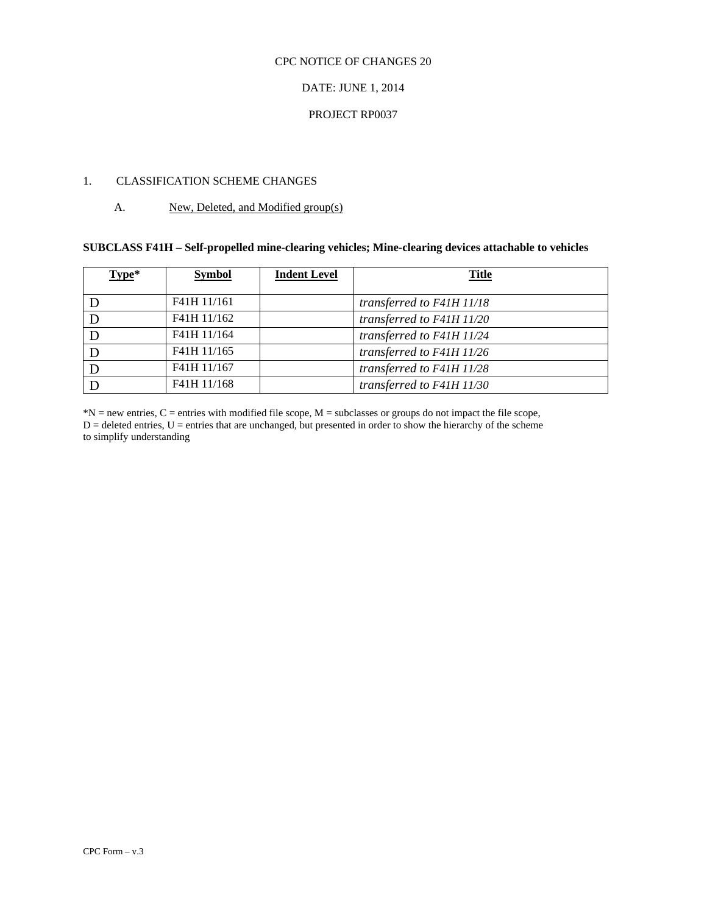CPC NOTICE OF CHANGES 20

DATE: JUNE 1, 2014

PROJECT RP0037

1. CLASSIFICATION SCHEME CHANGES

A. New, Deleted, and Modified group(s)

**SUBCLASS F41H – Self-propelled mine-clearing vehicles; Mine-clearing devices attachable to vehicles**

| Type* | Symbol | Indent Level | Title |
|---|---|---|---|
| D | F41H 11/161 | | *transferred to F41H 11/18* |
| D | F41H 11/162 | | *transferred to F41H 11/20* |
| D | F41H 11/164 | | *transferred to F41H 11/24* |
| D | F41H 11/165 | | *transferred to F41H 11/26* |
| D | F41H 11/167 | | *transferred to F41H 11/28* |
| D | F41H 11/168 | | *transferred to F41H 11/30* |

*N = new entries, C = entries with modified file scope, M = subclasses or groups do not impact the file scope, D = deleted entries, U = entries that are unchanged, but presented in order to show the hierarchy of the scheme to simplify understanding

CPC Form – v.3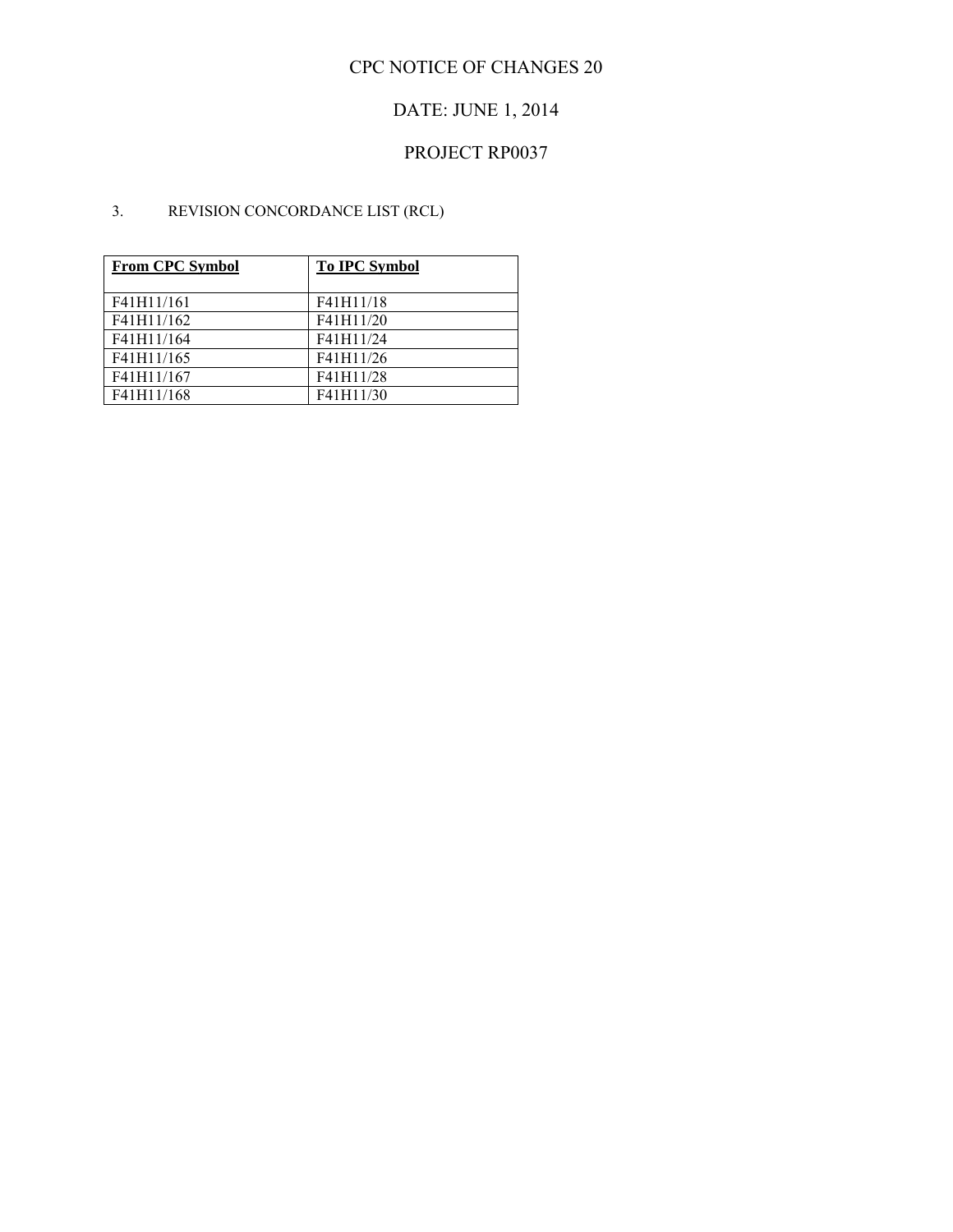# CPC NOTICE OF CHANGES 20

## DATE: JUNE 1, 2014

## PROJECT RP0037

3. REVISION CONCORDANCE LIST (RCL)

| **From CPC Symbol** | **To IPC Symbol** |
|---|---|
| F41H11/161 | F41H11/18 |
| F41H11/162 | F41H11/20 |
| F41H11/164 | F41H11/24 |
| F41H11/165 | F41H11/26 |
| F41H11/167 | F41H11/28 |
| F41H11/168 | F41H11/30 |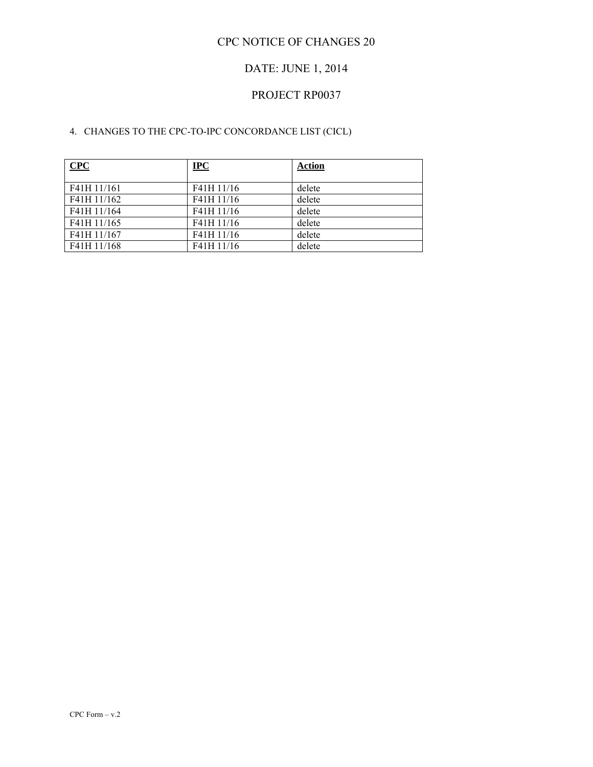# CPC NOTICE OF CHANGES 20

## DATE: JUNE 1, 2014

## PROJECT RP0037

4. CHANGES TO THE CPC-TO-IPC CONCORDANCE LIST (CICL)

| **CPC** | **IPC** | **Action** |
|---|---|---|
| F41H 11/161 | F41H 11/16 | delete |
| F41H 11/162 | F41H 11/16 | delete |
| F41H 11/164 | F41H 11/16 | delete |
| F41H 11/165 | F41H 11/16 | delete |
| F41H 11/167 | F41H 11/16 | delete |
| F41H 11/168 | F41H 11/16 | delete |

CPC Form – v.2